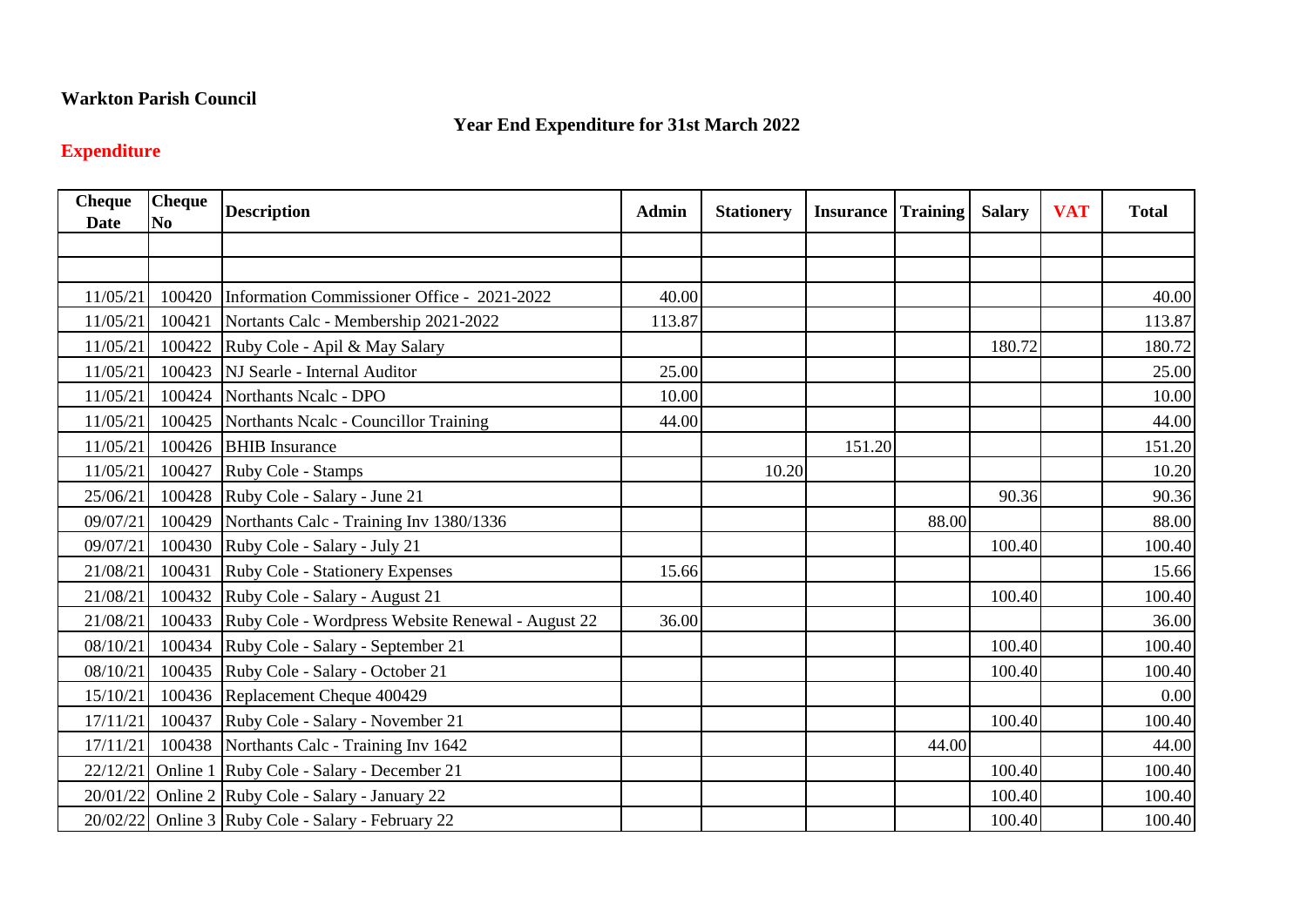**Warkton Parish Council**

## Year End Expenditure for 31st March 2022

### Expenditure

| Cheque Date | Cheque No | Description | Admin | Stationery | Insurance | Training | Salary | VAT | Total |
|---|---|---|---|---|---|---|---|---|---|
| | | | | | | | | | |
| | | | | | | | | | |
| 11/05/21 | 100420 | Information Commissioner Office - 2021-2022 | 40.00 | | | | | | 40.00 |
| 11/05/21 | 100421 | Nortants Calc - Membership 2021-2022 | 113.87 | | | | | | 113.87 |
| 11/05/21 | 100422 | Ruby Cole - Apil & May Salary | | | | | 180.72 | | 180.72 |
| 11/05/21 | 100423 | NJ Searle - Internal Auditor | 25.00 | | | | | | 25.00 |
| 11/05/21 | 100424 | Northants Ncalc - DPO | 10.00 | | | | | | 10.00 |
| 11/05/21 | 100425 | Northants Ncalc - Councillor Training | 44.00 | | | | | | 44.00 |
| 11/05/21 | 100426 | BHIB Insurance | | | 151.20 | | | | 151.20 |
| 11/05/21 | 100427 | Ruby Cole - Stamps | | 10.20 | | | | | 10.20 |
| 25/06/21 | 100428 | Ruby Cole - Salary - June 21 | | | | | 90.36 | | 90.36 |
| 09/07/21 | 100429 | Northants Calc - Training Inv 1380/1336 | | | | 88.00 | | | 88.00 |
| 09/07/21 | 100430 | Ruby Cole - Salary - July 21 | | | | | 100.40 | | 100.40 |
| 21/08/21 | 100431 | Ruby Cole - Stationery Expenses | 15.66 | | | | | | 15.66 |
| 21/08/21 | 100432 | Ruby Cole - Salary - August 21 | | | | | 100.40 | | 100.40 |
| 21/08/21 | 100433 | Ruby Cole - Wordpress Website Renewal - August 22 | 36.00 | | | | | | 36.00 |
| 08/10/21 | 100434 | Ruby Cole - Salary - September 21 | | | | | 100.40 | | 100.40 |
| 08/10/21 | 100435 | Ruby Cole - Salary - October 21 | | | | | 100.40 | | 100.40 |
| 15/10/21 | 100436 | Replacement Cheque 400429 | | | | | | | 0.00 |
| 17/11/21 | 100437 | Ruby Cole - Salary - November 21 | | | | | 100.40 | | 100.40 |
| 17/11/21 | 100438 | Northants Calc - Training Inv 1642 | | | | 44.00 | | | 44.00 |
| 22/12/21 | Online 1 | Ruby Cole - Salary - December 21 | | | | | 100.40 | | 100.40 |
| 20/01/22 | Online 2 | Ruby Cole - Salary - January 22 | | | | | 100.40 | | 100.40 |
| 20/02/22 | Online 3 | Ruby Cole - Salary - February 22 | | | | | 100.40 | | 100.40 |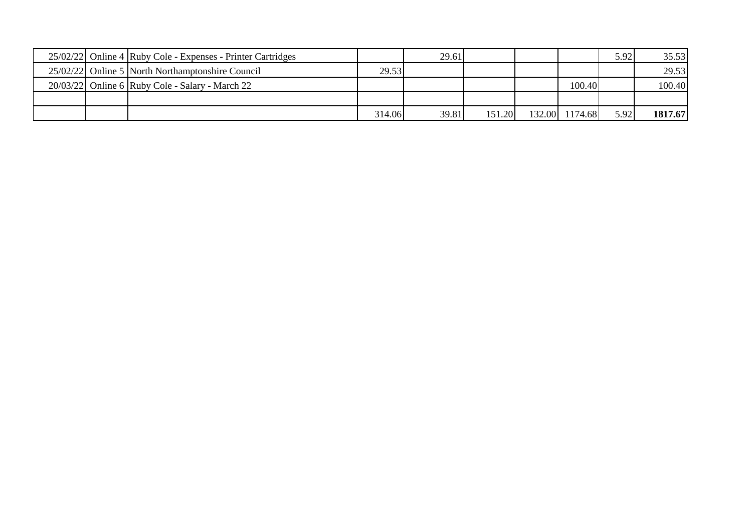| | | | | | | | | | |
|---|---|---|---|---|---|---|---|---|---|
| 25/02/22 | Online 4 | Ruby Cole - Expenses - Printer Cartridges | | 29.61 | | | | 5.92 | 35.53 |
| 25/02/22 | Online 5 | North Northamptonshire Council | 29.53 | | | | | | 29.53 |
| 20/03/22 | Online 6 | Ruby Cole - Salary - March 22 | | | | | 100.40 | | 100.40 |
| | | | | | | | | | |
| | | | 314.06 | 39.81 | 151.20 | 132.00 | 1174.68 | 5.92 | **1817.67** |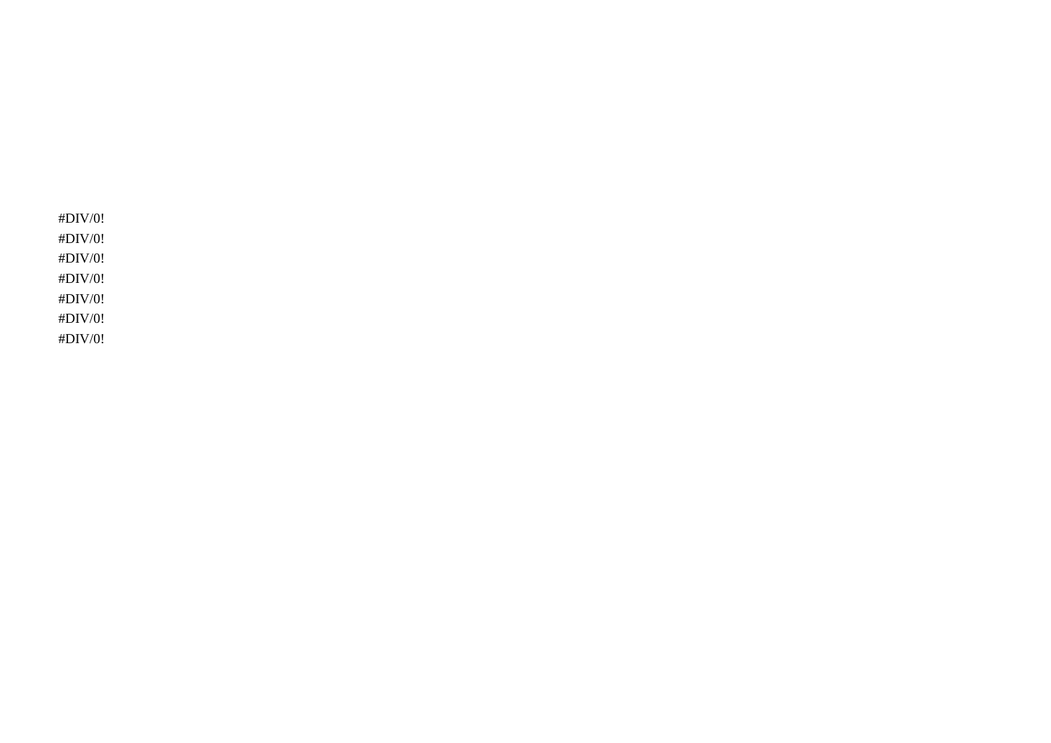#DIV/0!
#DIV/0!
#DIV/0!
#DIV/0!
#DIV/0!
#DIV/0!
#DIV/0!